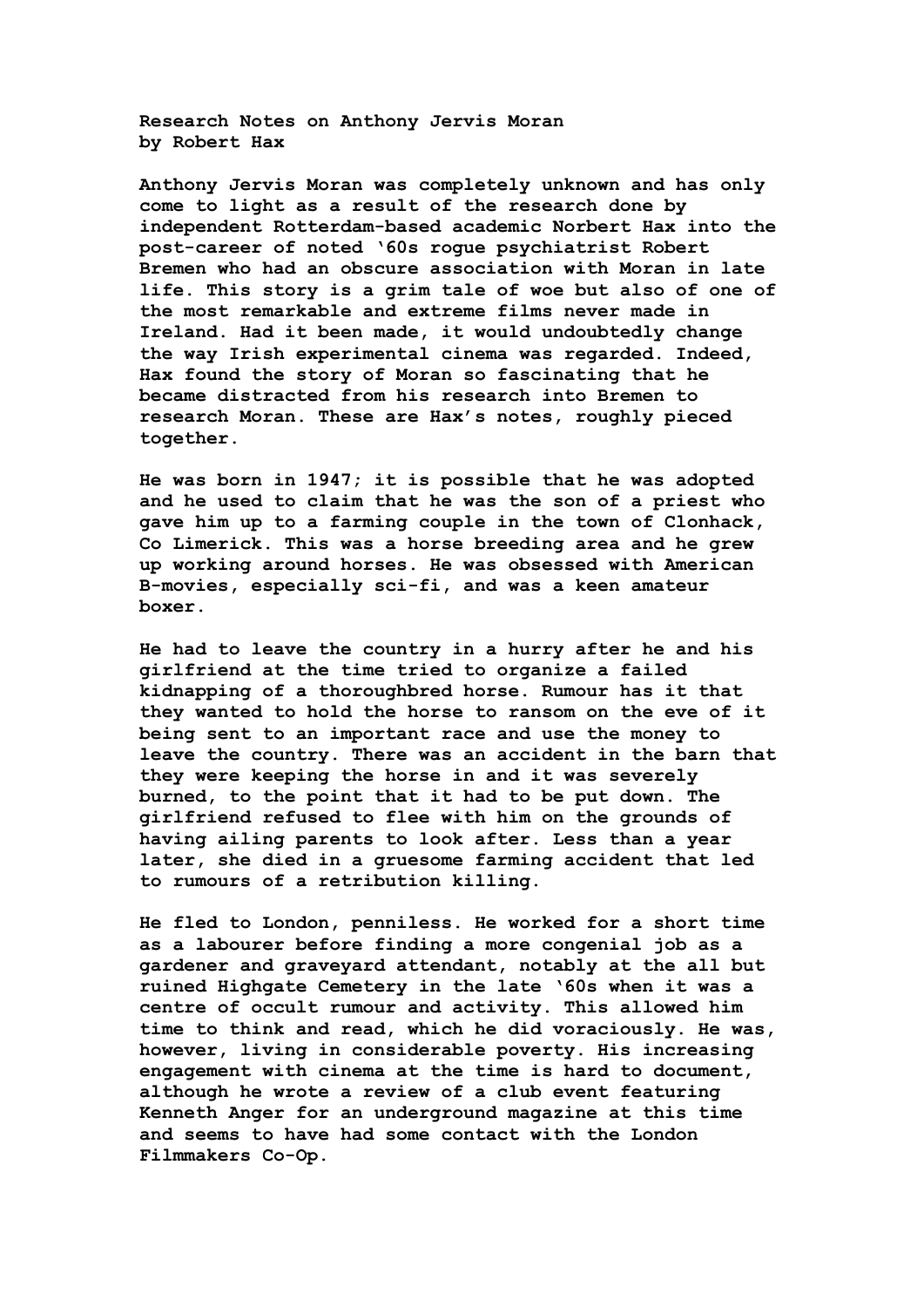**Research Notes on Anthony Jervis Moran**
**by Robert Hax**

**Anthony Jervis Moran was completely unknown and has only come to light as a result of the research done by independent Rotterdam-based academic Norbert Hax into the post-career of noted '60s rogue psychiatrist Robert Bremen who had an obscure association with Moran in late life. This story is a grim tale of woe but also of one of the most remarkable and extreme films never made in Ireland. Had it been made, it would undoubtedly change the way Irish experimental cinema was regarded. Indeed, Hax found the story of Moran so fascinating that he became distracted from his research into Bremen to research Moran. These are Hax's notes, roughly pieced together.**

**He was born in 1947; it is possible that he was adopted and he used to claim that he was the son of a priest who gave him up to a farming couple in the town of Clonhack, Co Limerick. This was a horse breeding area and he grew up working around horses. He was obsessed with American B-movies, especially sci-fi, and was a keen amateur boxer.**

**He had to leave the country in a hurry after he and his girlfriend at the time tried to organize a failed kidnapping of a thoroughbred horse. Rumour has it that they wanted to hold the horse to ransom on the eve of it being sent to an important race and use the money to leave the country. There was an accident in the barn that they were keeping the horse in and it was severely burned, to the point that it had to be put down. The girlfriend refused to flee with him on the grounds of having ailing parents to look after. Less than a year later, she died in a gruesome farming accident that led to rumours of a retribution killing.**

**He fled to London, penniless. He worked for a short time as a labourer before finding a more congenial job as a gardener and graveyard attendant, notably at the all but ruined Highgate Cemetery in the late '60s when it was a centre of occult rumour and activity. This allowed him time to think and read, which he did voraciously. He was, however, living in considerable poverty. His increasing engagement with cinema at the time is hard to document, although he wrote a review of a club event featuring Kenneth Anger for an underground magazine at this time and seems to have had some contact with the London Filmmakers Co-Op.**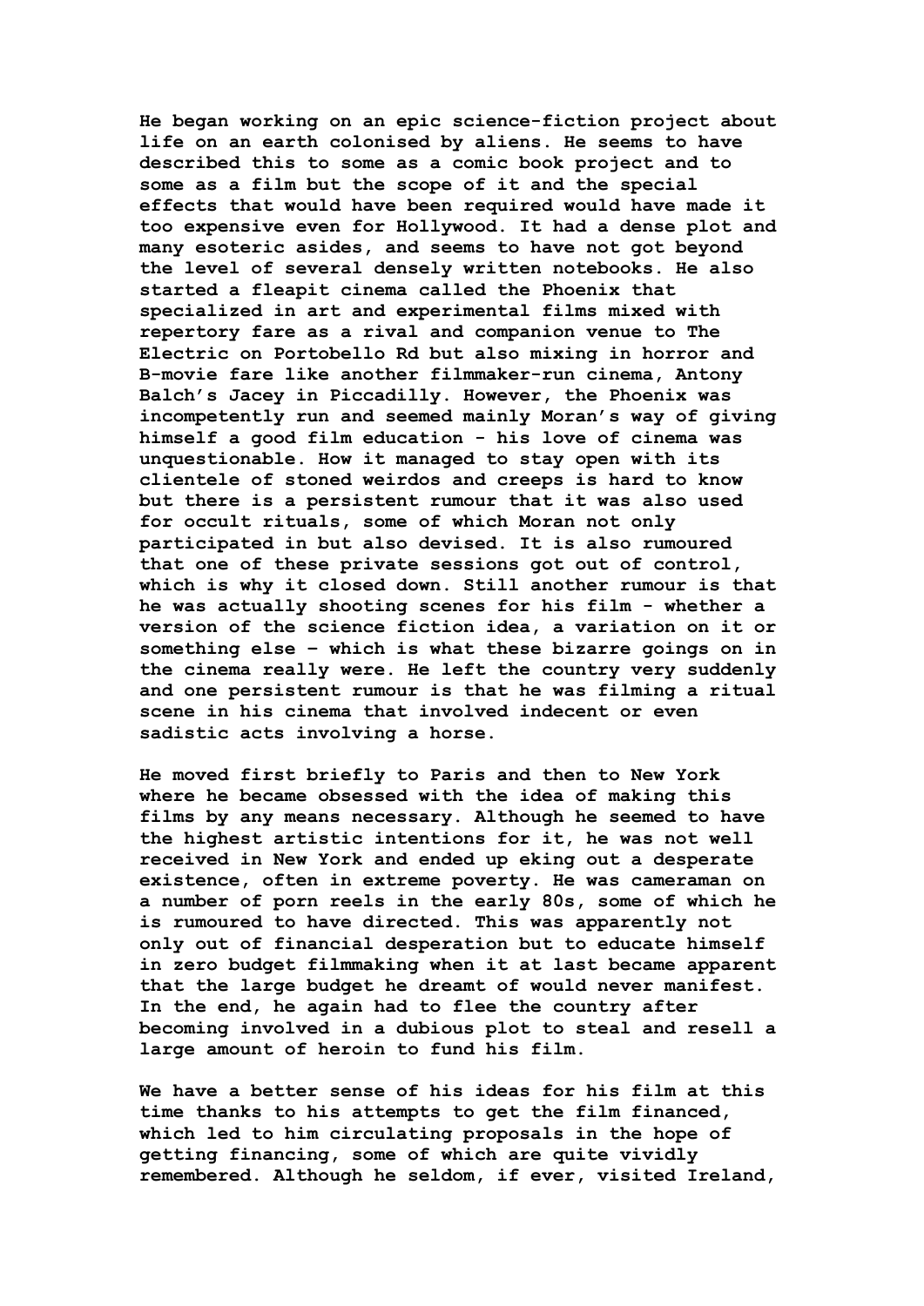He began working on an epic science-fiction project about life on an earth colonised by aliens. He seems to have described this to some as a comic book project and to some as a film but the scope of it and the special effects that would have been required would have made it too expensive even for Hollywood. It had a dense plot and many esoteric asides, and seems to have not got beyond the level of several densely written notebooks. He also started a fleapit cinema called the Phoenix that specialized in art and experimental films mixed with repertory fare as a rival and companion venue to The Electric on Portobello Rd but also mixing in horror and B-movie fare like another filmmaker-run cinema, Antony Balch's Jacey in Piccadilly. However, the Phoenix was incompetently run and seemed mainly Moran's way of giving himself a good film education - his love of cinema was unquestionable. How it managed to stay open with its clientele of stoned weirdos and creeps is hard to know but there is a persistent rumour that it was also used for occult rituals, some of which Moran not only participated in but also devised. It is also rumoured that one of these private sessions got out of control, which is why it closed down. Still another rumour is that he was actually shooting scenes for his film - whether a version of the science fiction idea, a variation on it or something else – which is what these bizarre goings on in the cinema really were. He left the country very suddenly and one persistent rumour is that he was filming a ritual scene in his cinema that involved indecent or even sadistic acts involving a horse.

He moved first briefly to Paris and then to New York where he became obsessed with the idea of making this films by any means necessary. Although he seemed to have the highest artistic intentions for it, he was not well received in New York and ended up eking out a desperate existence, often in extreme poverty. He was cameraman on a number of porn reels in the early 80s, some of which he is rumoured to have directed. This was apparently not only out of financial desperation but to educate himself in zero budget filmmaking when it at last became apparent that the large budget he dreamt of would never manifest. In the end, he again had to flee the country after becoming involved in a dubious plot to steal and resell a large amount of heroin to fund his film.

We have a better sense of his ideas for his film at this time thanks to his attempts to get the film financed, which led to him circulating proposals in the hope of getting financing, some of which are quite vividly remembered. Although he seldom, if ever, visited Ireland,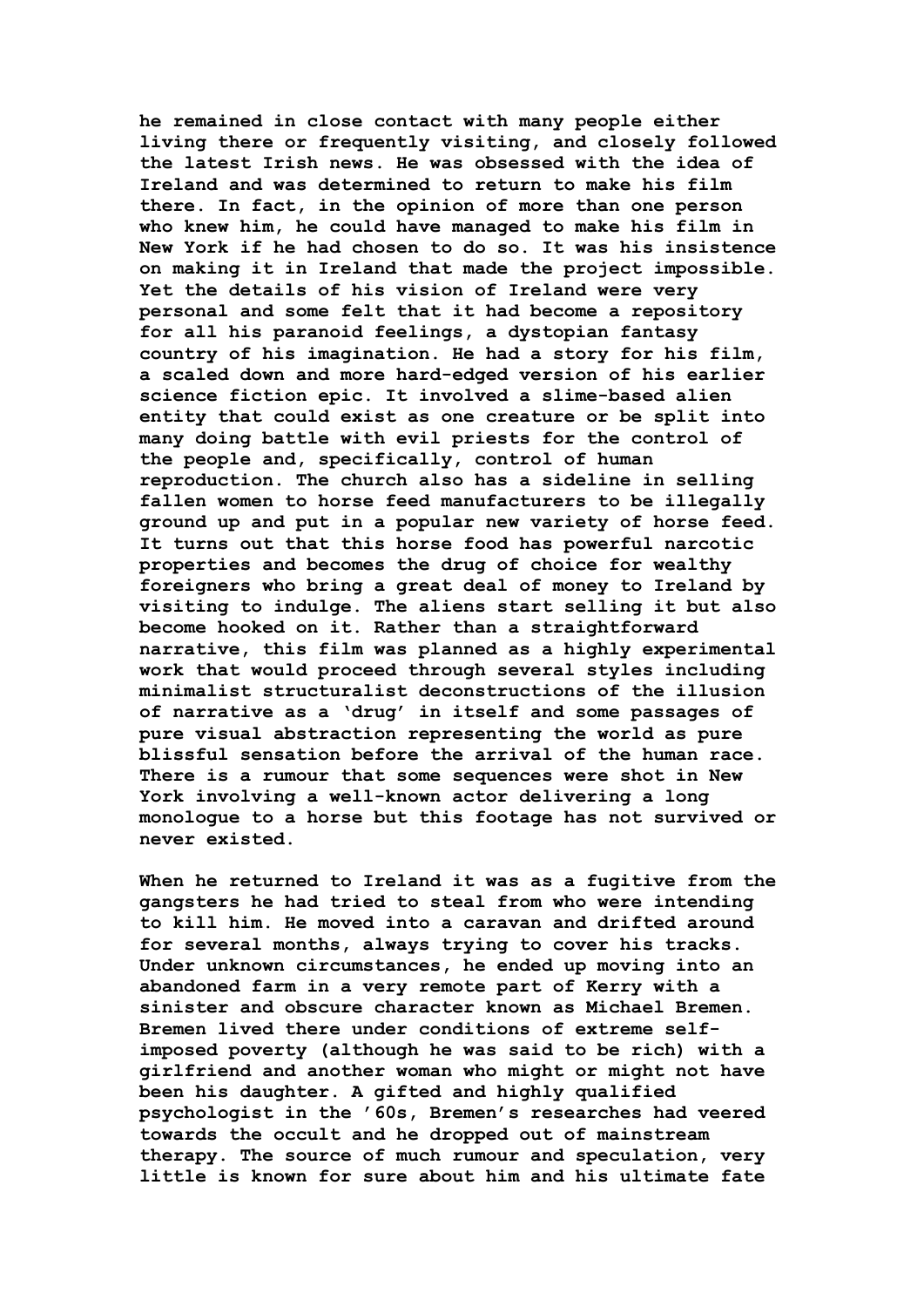he remained in close contact with many people either living there or frequently visiting, and closely followed the latest Irish news. He was obsessed with the idea of Ireland and was determined to return to make his film there. In fact, in the opinion of more than one person who knew him, he could have managed to make his film in New York if he had chosen to do so. It was his insistence on making it in Ireland that made the project impossible. Yet the details of his vision of Ireland were very personal and some felt that it had become a repository for all his paranoid feelings, a dystopian fantasy country of his imagination. He had a story for his film, a scaled down and more hard-edged version of his earlier science fiction epic. It involved a slime-based alien entity that could exist as one creature or be split into many doing battle with evil priests for the control of the people and, specifically, control of human reproduction. The church also has a sideline in selling fallen women to horse feed manufacturers to be illegally ground up and put in a popular new variety of horse feed. It turns out that this horse food has powerful narcotic properties and becomes the drug of choice for wealthy foreigners who bring a great deal of money to Ireland by visiting to indulge. The aliens start selling it but also become hooked on it. Rather than a straightforward narrative, this film was planned as a highly experimental work that would proceed through several styles including minimalist structuralist deconstructions of the illusion of narrative as a 'drug' in itself and some passages of pure visual abstraction representing the world as pure blissful sensation before the arrival of the human race. There is a rumour that some sequences were shot in New York involving a well-known actor delivering a long monologue to a horse but this footage has not survived or never existed.

When he returned to Ireland it was as a fugitive from the gangsters he had tried to steal from who were intending to kill him. He moved into a caravan and drifted around for several months, always trying to cover his tracks. Under unknown circumstances, he ended up moving into an abandoned farm in a very remote part of Kerry with a sinister and obscure character known as Michael Bremen. Bremen lived there under conditions of extreme self-imposed poverty (although he was said to be rich) with a girlfriend and another woman who might or might not have been his daughter. A gifted and highly qualified psychologist in the '60s, Bremen's researches had veered towards the occult and he dropped out of mainstream therapy. The source of much rumour and speculation, very little is known for sure about him and his ultimate fate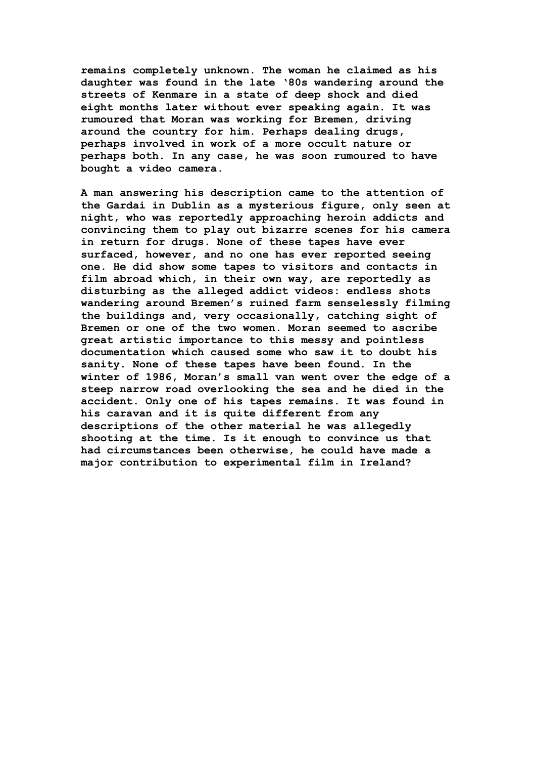**remains completely unknown. The woman he claimed as his daughter was found in the late '80s wandering around the streets of Kenmare in a state of deep shock and died eight months later without ever speaking again. It was rumoured that Moran was working for Bremen, driving around the country for him. Perhaps dealing drugs, perhaps involved in work of a more occult nature or perhaps both. In any case, he was soon rumoured to have bought a video camera.**

**A man answering his description came to the attention of the Gardai in Dublin as a mysterious figure, only seen at night, who was reportedly approaching heroin addicts and convincing them to play out bizarre scenes for his camera in return for drugs. None of these tapes have ever surfaced, however, and no one has ever reported seeing one. He did show some tapes to visitors and contacts in film abroad which, in their own way, are reportedly as disturbing as the alleged addict videos: endless shots wandering around Bremen's ruined farm senselessly filming the buildings and, very occasionally, catching sight of Bremen or one of the two women. Moran seemed to ascribe great artistic importance to this messy and pointless documentation which caused some who saw it to doubt his sanity. None of these tapes have been found. In the winter of 1986, Moran's small van went over the edge of a steep narrow road overlooking the sea and he died in the accident. Only one of his tapes remains. It was found in his caravan and it is quite different from any descriptions of the other material he was allegedly shooting at the time. Is it enough to convince us that had circumstances been otherwise, he could have made a major contribution to experimental film in Ireland?**